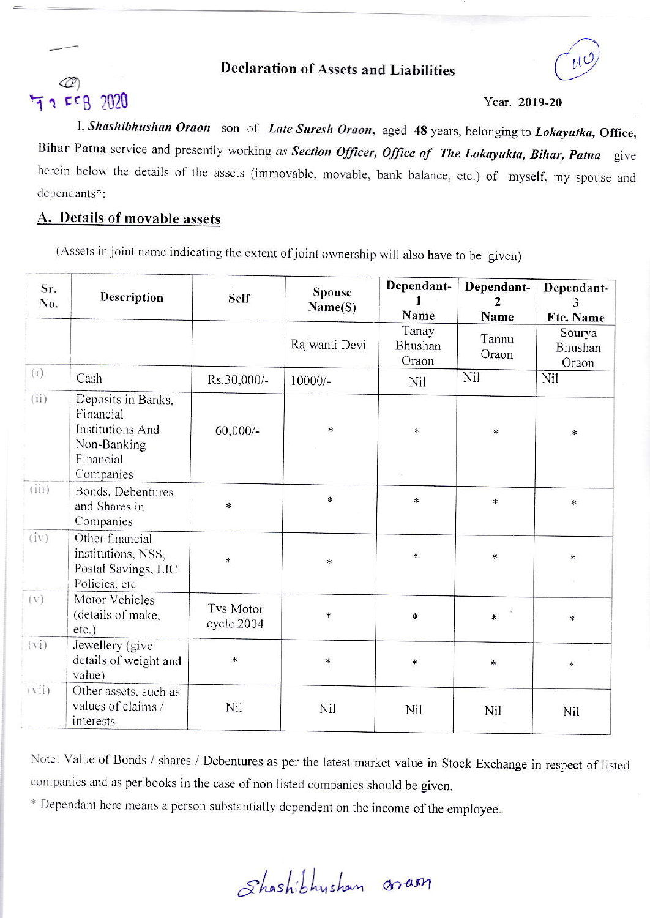11 FEB 2020

# Declaration of Assets and Liabilities

Year. 2019-20

I, ***Shashibhushan Oraon*** son of ***Late Suresh Oraon***, aged **48** years, belonging to ***Lokayutka***, **Office, Bihar Patna** service and presently working *as* ***Section Officer, Office of The Lokayukta, Bihar, Patna*** give herein below the details of the assets (immovable, movable, bank balance, etc.) of myself, my spouse and dependants*:

## A. Details of movable assets

(Assets in joint name indicating the extent of joint ownership will also have to be given)

| Sr. No. | Description | Self | Spouse Name(S) | Dependant-1 Name | Dependant-2 Name | Dependant-3 Etc. Name |
|---|---|---|---|---|---|---|
| | | | Rajwanti Devi | Tanay Bhushan Oraon | Tannu Oraon | Sourya Bhushan Oraon |
| (i) | Cash | Rs.30,000/- | 10000/- | Nil | Nil | Nil |
| (ii) | Deposits in Banks, Financial Institutions And Non-Banking Financial Companies | 60,000/- | * | * | * | * |
| (iii) | Bonds, Debentures and Shares in Companies | * | * | * | * | * |
| (iv) | Other financial institutions, NSS, Postal Savings, LIC Policies, etc | * | * | * | * | * |
| (v) | Motor Vehicles (details of make, etc.) | Tvs Motor cycle 2004 | * | * | * | * |
| (vi) | Jewellery (give details of weight and value) | * | * | * | * | * |
| (vii) | Other assets, such as values of claims / interests | Nil | Nil | Nil | Nil | Nil |

Note: Value of Bonds / shares / Debentures as per the latest market value in Stock Exchange in respect of listed companies and as per books in the case of non listed companies should be given.

* Dependant here means a person substantially dependent on the income of the employee.

Shashibhushan oraon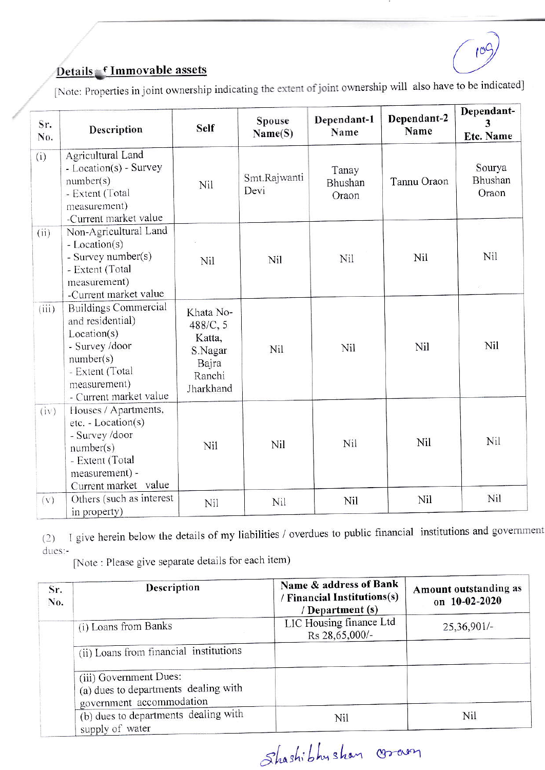**Details of Immovable assets**

[Note: Properties in joint ownership indicating the extent of joint ownership will also have to be indicated]

| Sr. No. | Description | Self | Spouse Name(S) | Dependant-1 Name | Dependant-2 Name | Dependant-3 Etc. Name |
|---|---|---|---|---|---|---|
| (i) | Agricultural Land - Location(s) - Survey number(s) - Extent (Total measurement) -Current market value | Nil | Smt.Rajwanti Devi | Tanay Bhushan Oraon | Tannu Oraon | Sourya Bhushan Oraon |
| (ii) | Non-Agricultural Land - Location(s) - Survey number(s) - Extent (Total measurement) -Current market value | Nil | Nil | Nil | Nil | Nil |
| (iii) | Buildings Commercial and residential) Location(s) - Survey /door number(s) - Extent (Total measurement) - Current market value | Khata No-488/C, 5 Katta, S.Nagar Bajra Ranchi Jharkhand | Nil | Nil | Nil | Nil |
| (iv) | Houses / Apartments, etc. - Location(s) - Survey /door number(s) - Extent (Total measurement) - Current market value | Nil | Nil | Nil | Nil | Nil |
| (v) | Others (such as interest in property) | Nil | Nil | Nil | Nil | Nil |

(2) I give herein below the details of my liabilities / overdues to public financial institutions and government dues:-

[Note : Please give separate details for each item)

| Sr. No. | Description | Name & address of Bank / Financial Institutions(s) / Department (s) | Amount outstanding as on 10-02-2020 |
|---|---|---|---|
| | (i) Loans from Banks | LIC Housing finance Ltd Rs 28,65,000/- | 25,36,901/- |
| | (ii) Loans from financial institutions | | |
| | (iii) Government Dues: (a) dues to departments dealing with government accommodation | | |
| | (b) dues to departments dealing with supply of water | Nil | Nil |

Shashibhushan Oraon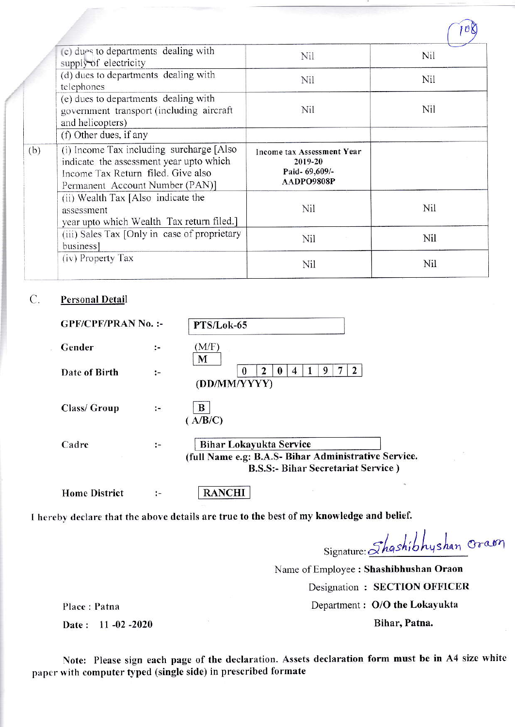| | | | |
|---|---|---|---|
| | (c) dues to departments dealing with supply of electricity | Nil | Nil |
| | (d) dues to departments dealing with telephones | Nil | Nil |
| | (e) dues to departments dealing with government transport (including aircraft and helicopters) | Nil | Nil |
| | (f) Other dues, if any | | |
| (b) | (i) Income Tax including surcharge [Also indicate the assessment year upto which Income Tax Return filed. Give also Permanent Account Number (PAN)] | Income tax Assessment Year 2019-20 Paid- 69,609/- AADPO9808P | |
| | (ii) Wealth Tax [Also indicate the assessment year upto which Wealth Tax return filed.] | Nil | Nil |
| | (iii) Sales Tax [Only in case of proprietary business] | Nil | Nil |
| | (iv) Property Tax | Nil | Nil |

C. **Personal Detail**

**GPF/CPF/PRAN No. :-** PTS/Lok-65

**Gender** :- (M/F) M

**Date of Birth** :- 0 2 0 4 1 9 7 2 (DD/MM/YYYY)

**Class/ Group** :- B (A/B/C)

**Cadre** :- Bihar Lokayukta Service
(full Name e.g: B.A.S- Bihar Administrative Service. B.S.S:- Bihar Secretariat Service )

**Home District** :- RANCHI

I hereby declare that the above details are true to the best of my knowledge and belief.

Signature: Shashibhushan Oraon

Name of Employee : **Shashibhushan Oraon**

Designation : **SECTION OFFICER**

Department : **O/O the Lokayukta Bihar, Patna.**

Place : Patna

Date : 11 -02 -2020

**Note: Please sign each page of the declaration. Assets declaration form must be in A4 size white paper with computer typed (single side) in prescribed formate**